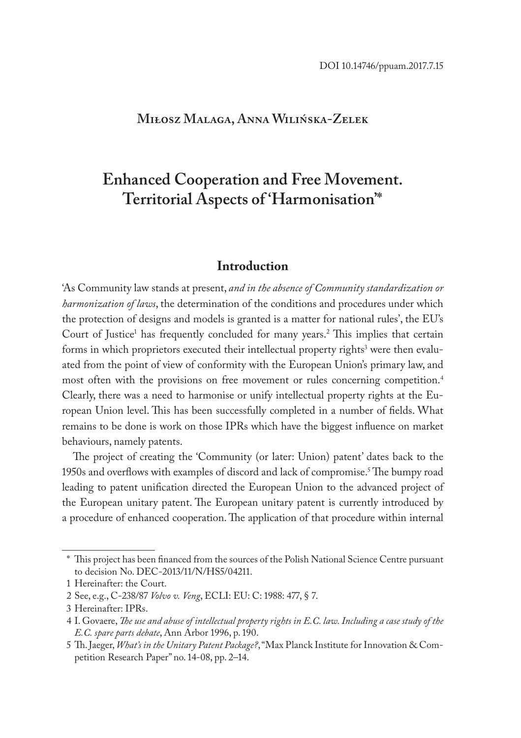DOI 10.14746/ppuam.2017.7.15

**Miłosz Malaga, Anna Wilińska-Zelek**

# Enhanced Cooperation and Free Movement. Territorial Aspects of 'Harmonisation'*

## Introduction

'As Community law stands at present, *and in the absence of Community standardization or harmonization of laws*, the determination of the conditions and procedures under which the protection of designs and models is granted is a matter for national rules', the EU's Court of Justice[1] has frequently concluded for many years.[2] This implies that certain forms in which proprietors executed their intellectual property rights[3] were then evaluated from the point of view of conformity with the European Union's primary law, and most often with the provisions on free movement or rules concerning competition.[4] Clearly, there was a need to harmonise or unify intellectual property rights at the European Union level. This has been successfully completed in a number of fields. What remains to be done is work on those IPRs which have the biggest influence on market behaviours, namely patents.

The project of creating the 'Community (or later: Union) patent' dates back to the 1950s and overflows with examples of discord and lack of compromise.[5] The bumpy road leading to patent unification directed the European Union to the advanced project of the European unitary patent. The European unitary patent is currently introduced by a procedure of enhanced cooperation. The application of that procedure within internal

---

\* This project has been financed from the sources of the Polish National Science Centre pursuant to decision No. DEC-2013/11/N/HS5/04211.

1 Hereinafter: the Court.

2 See, e.g., C-238/87 *Volvo v. Veng*, ECLI: EU: C: 1988: 477, § 7.

3 Hereinafter: IPRs.

4 I. Govaere, *The use and abuse of intellectual property rights in E.C. law. Including a case study of the E.C. spare parts debate*, Ann Arbor 1996, p. 190.

5 Th. Jaeger, *What's in the Unitary Patent Package?*, "Max Planck Institute for Innovation & Competition Research Paper" no. 14-08, pp. 2–14.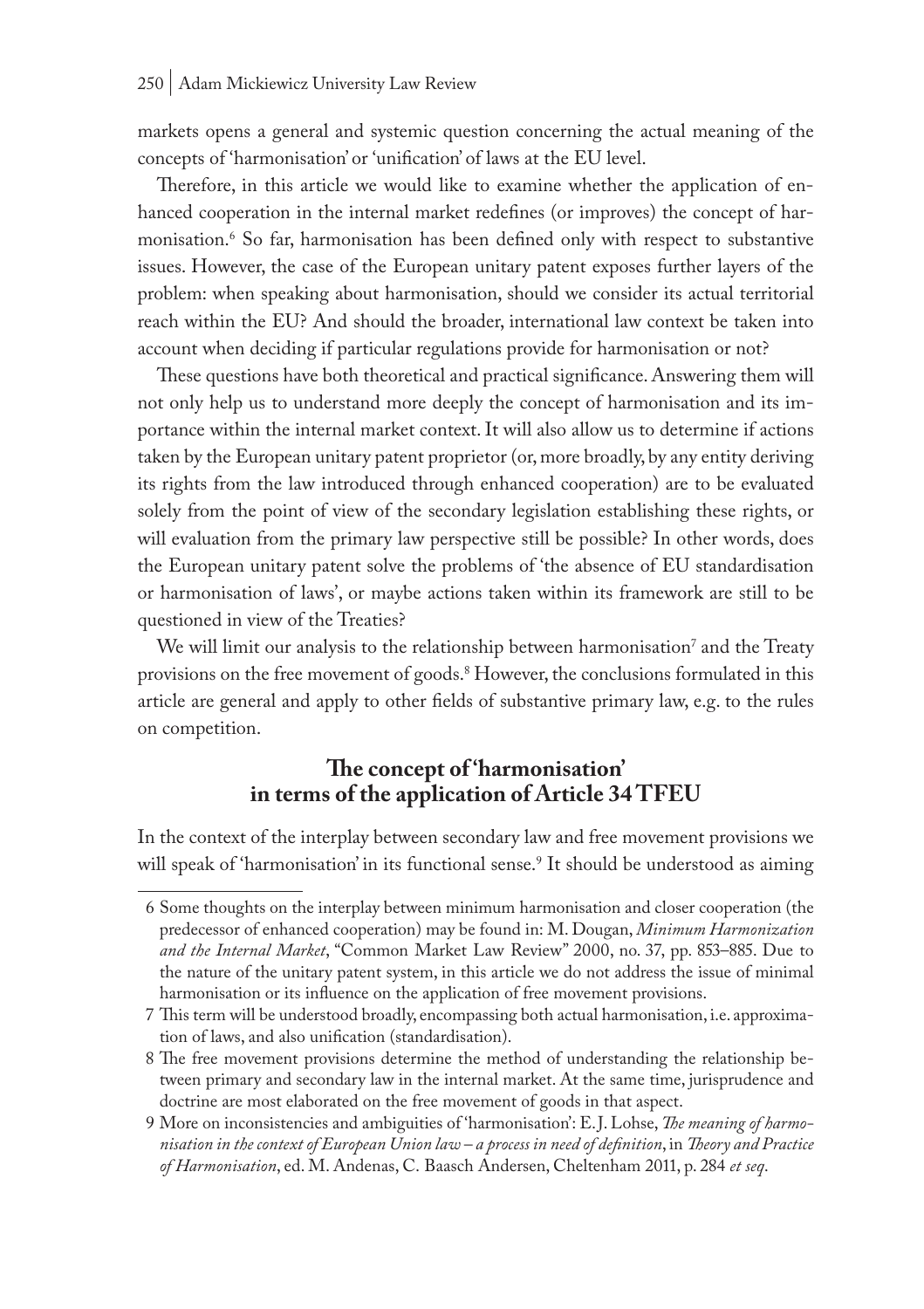markets opens a general and systemic question concerning the actual meaning of the concepts of 'harmonisation' or 'unification' of laws at the EU level.

Therefore, in this article we would like to examine whether the application of enhanced cooperation in the internal market redefines (or improves) the concept of harmonisation.[6] So far, harmonisation has been defined only with respect to substantive issues. However, the case of the European unitary patent exposes further layers of the problem: when speaking about harmonisation, should we consider its actual territorial reach within the EU? And should the broader, international law context be taken into account when deciding if particular regulations provide for harmonisation or not?

These questions have both theoretical and practical significance. Answering them will not only help us to understand more deeply the concept of harmonisation and its importance within the internal market context. It will also allow us to determine if actions taken by the European unitary patent proprietor (or, more broadly, by any entity deriving its rights from the law introduced through enhanced cooperation) are to be evaluated solely from the point of view of the secondary legislation establishing these rights, or will evaluation from the primary law perspective still be possible? In other words, does the European unitary patent solve the problems of 'the absence of EU standardisation or harmonisation of laws', or maybe actions taken within its framework are still to be questioned in view of the Treaties?

We will limit our analysis to the relationship between harmonisation[7] and the Treaty provisions on the free movement of goods.[8] However, the conclusions formulated in this article are general and apply to other fields of substantive primary law, e.g. to the rules on competition.

## The concept of 'harmonisation' in terms of the application of Article 34 TFEU

In the context of the interplay between secondary law and free movement provisions we will speak of 'harmonisation' in its functional sense.[9] It should be understood as aiming

6 Some thoughts on the interplay between minimum harmonisation and closer cooperation (the predecessor of enhanced cooperation) may be found in: M. Dougan, *Minimum Harmonization and the Internal Market*, "Common Market Law Review" 2000, no. 37, pp. 853–885. Due to the nature of the unitary patent system, in this article we do not address the issue of minimal harmonisation or its influence on the application of free movement provisions.

7 This term will be understood broadly, encompassing both actual harmonisation, i.e. approximation of laws, and also unification (standardisation).

8 The free movement provisions determine the method of understanding the relationship between primary and secondary law in the internal market. At the same time, jurisprudence and doctrine are most elaborated on the free movement of goods in that aspect.

9 More on inconsistencies and ambiguities of 'harmonisation': E.J. Lohse, *The meaning of harmonisation in the context of European Union law – a process in need of definition*, in *Theory and Practice of Harmonisation*, ed. M. Andenas, C. Baasch Andersen, Cheltenham 2011, p. 284 *et seq*.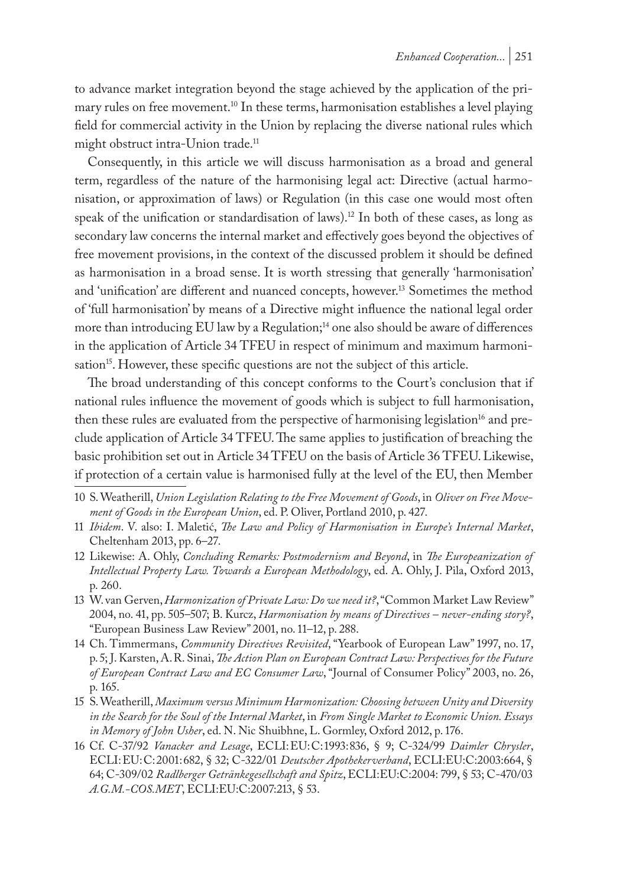to advance market integration beyond the stage achieved by the application of the primary rules on free movement.[10] In these terms, harmonisation establishes a level playing field for commercial activity in the Union by replacing the diverse national rules which might obstruct intra-Union trade.[11]

Consequently, in this article we will discuss harmonisation as a broad and general term, regardless of the nature of the harmonising legal act: Directive (actual harmonisation, or approximation of laws) or Regulation (in this case one would most often speak of the unification or standardisation of laws).[12] In both of these cases, as long as secondary law concerns the internal market and effectively goes beyond the objectives of free movement provisions, in the context of the discussed problem it should be defined as harmonisation in a broad sense. It is worth stressing that generally 'harmonisation' and 'unification' are different and nuanced concepts, however.[13] Sometimes the method of 'full harmonisation' by means of a Directive might influence the national legal order more than introducing EU law by a Regulation;[14] one also should be aware of differences in the application of Article 34 TFEU in respect of minimum and maximum harmonisation[15]. However, these specific questions are not the subject of this article.

The broad understanding of this concept conforms to the Court's conclusion that if national rules influence the movement of goods which is subject to full harmonisation, then these rules are evaluated from the perspective of harmonising legislation[16] and preclude application of Article 34 TFEU. The same applies to justification of breaching the basic prohibition set out in Article 34 TFEU on the basis of Article 36 TFEU. Likewise, if protection of a certain value is harmonised fully at the level of the EU, then Member

---

10 S. Weatherill, *Union Legislation Relating to the Free Movement of Goods*, in *Oliver on Free Movement of Goods in the European Union*, ed. P. Oliver, Portland 2010, p. 427.

11 *Ibidem*. V. also: I. Maletić, *The Law and Policy of Harmonisation in Europe's Internal Market*, Cheltenham 2013, pp. 6–27.

12 Likewise: A. Ohly, *Concluding Remarks: Postmodernism and Beyond*, in *The Europeanization of Intellectual Property Law. Towards a European Methodology*, ed. A. Ohly, J. Pila, Oxford 2013, p. 260.

13 W. van Gerven, *Harmonization of Private Law: Do we need it?*, "Common Market Law Review" 2004, no. 41, pp. 505–507; B. Kurcz, *Harmonisation by means of Directives – never-ending story?*, "European Business Law Review" 2001, no. 11–12, p. 288.

14 Ch. Timmermans, *Community Directives Revisited*, "Yearbook of European Law" 1997, no. 17, p. 5; J. Karsten, A. R. Sinai, *The Action Plan on European Contract Law: Perspectives for the Future of European Contract Law and EC Consumer Law*, "Journal of Consumer Policy" 2003, no. 26, p. 165.

15 S. Weatherill, *Maximum versus Minimum Harmonization: Choosing between Unity and Diversity in the Search for the Soul of the Internal Market*, in *From Single Market to Economic Union. Essays in Memory of John Usher*, ed. N. Nic Shuibhne, L. Gormley, Oxford 2012, p. 176.

16 Cf. C-37/92 *Vanacker and Lesage*, ECLI:EU:C:1993:836, § 9; C-324/99 *Daimler Chrysler*, ECLI:EU:C:2001:682, § 32; C-322/01 *Deutscher Apothekerverband*, ECLI:EU:C:2003:664, § 64; C-309/02 *Radlberger Getränkegesellschaft and Spitz*, ECLI:EU:C:2004:799, § 53; C-470/03 *A.G.M.-COS.MET*, ECLI:EU:C:2007:213, § 53.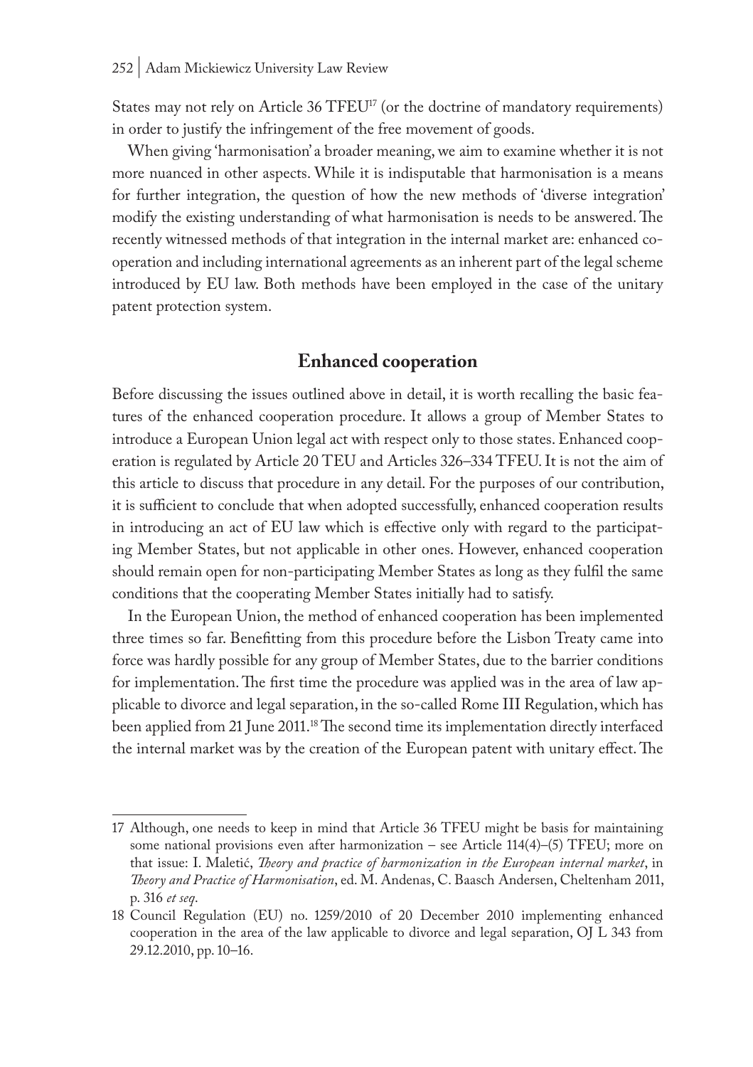States may not rely on Article 36 TFEU[17] (or the doctrine of mandatory requirements) in order to justify the infringement of the free movement of goods.

When giving 'harmonisation' a broader meaning, we aim to examine whether it is not more nuanced in other aspects. While it is indisputable that harmonisation is a means for further integration, the question of how the new methods of 'diverse integration' modify the existing understanding of what harmonisation is needs to be answered. The recently witnessed methods of that integration in the internal market are: enhanced cooperation and including international agreements as an inherent part of the legal scheme introduced by EU law. Both methods have been employed in the case of the unitary patent protection system.

## Enhanced cooperation

Before discussing the issues outlined above in detail, it is worth recalling the basic features of the enhanced cooperation procedure. It allows a group of Member States to introduce a European Union legal act with respect only to those states. Enhanced cooperation is regulated by Article 20 TEU and Articles 326–334 TFEU. It is not the aim of this article to discuss that procedure in any detail. For the purposes of our contribution, it is sufficient to conclude that when adopted successfully, enhanced cooperation results in introducing an act of EU law which is effective only with regard to the participating Member States, but not applicable in other ones. However, enhanced cooperation should remain open for non-participating Member States as long as they fulfil the same conditions that the cooperating Member States initially had to satisfy.

In the European Union, the method of enhanced cooperation has been implemented three times so far. Benefitting from this procedure before the Lisbon Treaty came into force was hardly possible for any group of Member States, due to the barrier conditions for implementation. The first time the procedure was applied was in the area of law applicable to divorce and legal separation, in the so-called Rome III Regulation, which has been applied from 21 June 2011.[18] The second time its implementation directly interfaced the internal market was by the creation of the European patent with unitary effect. The

---

17 Although, one needs to keep in mind that Article 36 TFEU might be basis for maintaining some national provisions even after harmonization – see Article 114(4)–(5) TFEU; more on that issue: I. Maletić, *Theory and practice of harmonization in the European internal market*, in *Theory and Practice of Harmonisation*, ed. M. Andenas, C. Baasch Andersen, Cheltenham 2011, p. 316 *et seq*.

18 Council Regulation (EU) no. 1259/2010 of 20 December 2010 implementing enhanced cooperation in the area of the law applicable to divorce and legal separation, OJ L 343 from 29.12.2010, pp. 10–16.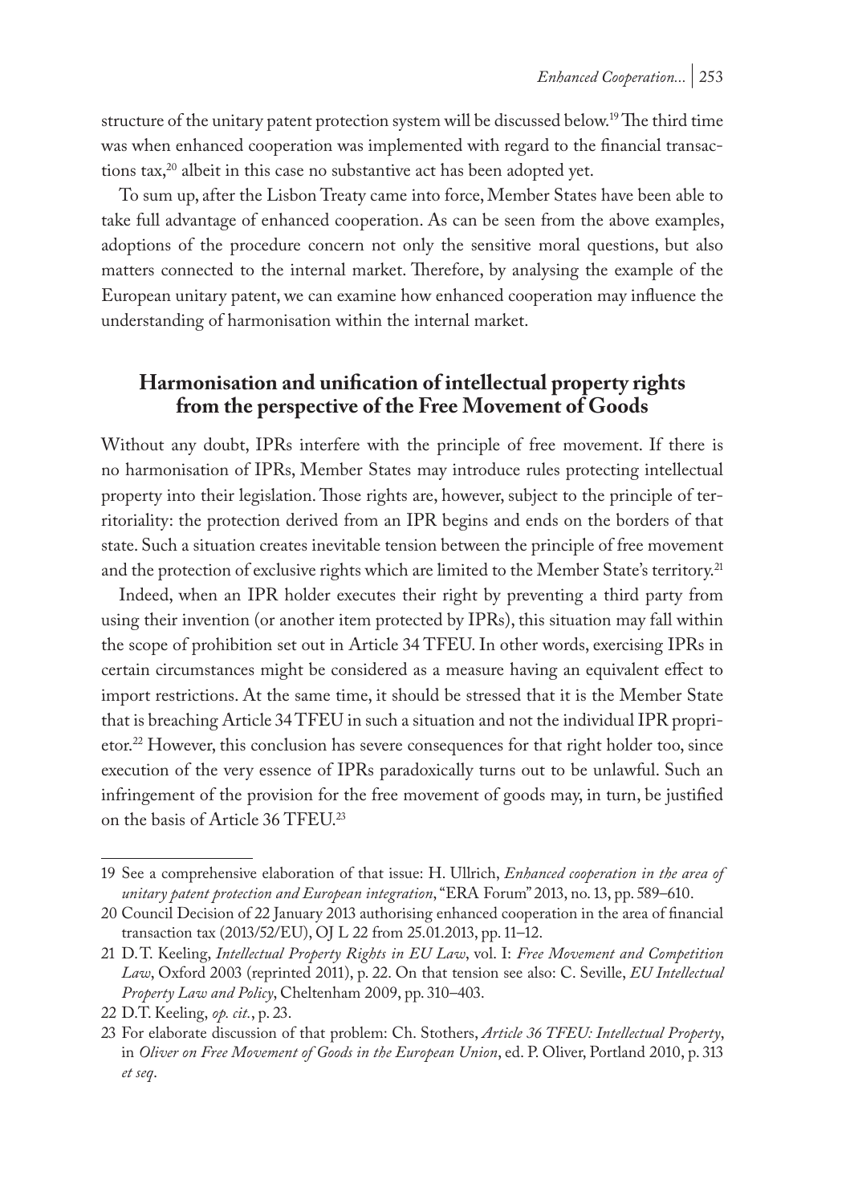structure of the unitary patent protection system will be discussed below.[19] The third time was when enhanced cooperation was implemented with regard to the financial transactions tax,[20] albeit in this case no substantive act has been adopted yet.

To sum up, after the Lisbon Treaty came into force, Member States have been able to take full advantage of enhanced cooperation. As can be seen from the above examples, adoptions of the procedure concern not only the sensitive moral questions, but also matters connected to the internal market. Therefore, by analysing the example of the European unitary patent, we can examine how enhanced cooperation may influence the understanding of harmonisation within the internal market.

## Harmonisation and unification of intellectual property rights from the perspective of the Free Movement of Goods

Without any doubt, IPRs interfere with the principle of free movement. If there is no harmonisation of IPRs, Member States may introduce rules protecting intellectual property into their legislation. Those rights are, however, subject to the principle of territoriality: the protection derived from an IPR begins and ends on the borders of that state. Such a situation creates inevitable tension between the principle of free movement and the protection of exclusive rights which are limited to the Member State's territory.[21]

Indeed, when an IPR holder executes their right by preventing a third party from using their invention (or another item protected by IPRs), this situation may fall within the scope of prohibition set out in Article 34 TFEU. In other words, exercising IPRs in certain circumstances might be considered as a measure having an equivalent effect to import restrictions. At the same time, it should be stressed that it is the Member State that is breaching Article 34 TFEU in such a situation and not the individual IPR proprietor.[22] However, this conclusion has severe consequences for that right holder too, since execution of the very essence of IPRs paradoxically turns out to be unlawful. Such an infringement of the provision for the free movement of goods may, in turn, be justified on the basis of Article 36 TFEU.[23]

---

19 See a comprehensive elaboration of that issue: H. Ullrich, *Enhanced cooperation in the area of unitary patent protection and European integration*, "ERA Forum" 2013, no. 13, pp. 589–610.

20 Council Decision of 22 January 2013 authorising enhanced cooperation in the area of financial transaction tax (2013/52/EU), OJ L 22 from 25.01.2013, pp. 11–12.

21 D.T. Keeling, *Intellectual Property Rights in EU Law*, vol. I: *Free Movement and Competition Law*, Oxford 2003 (reprinted 2011), p. 22. On that tension see also: C. Seville, *EU Intellectual Property Law and Policy*, Cheltenham 2009, pp. 310–403.

22 D.T. Keeling, *op. cit.*, p. 23.

23 For elaborate discussion of that problem: Ch. Stothers, *Article 36 TFEU: Intellectual Property*, in *Oliver on Free Movement of Goods in the European Union*, ed. P. Oliver, Portland 2010, p. 313 *et seq*.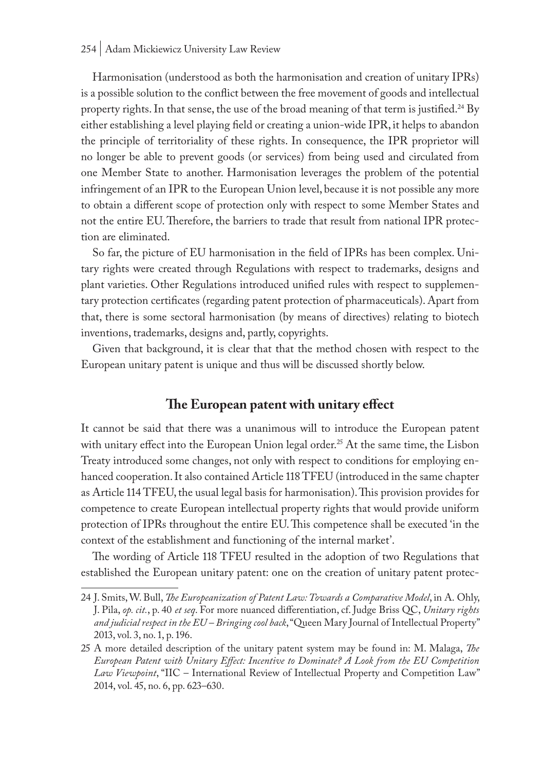Harmonisation (understood as both the harmonisation and creation of unitary IPRs) is a possible solution to the conflict between the free movement of goods and intellectual property rights. In that sense, the use of the broad meaning of that term is justified.[24] By either establishing a level playing field or creating a union-wide IPR, it helps to abandon the principle of territoriality of these rights. In consequence, the IPR proprietor will no longer be able to prevent goods (or services) from being used and circulated from one Member State to another. Harmonisation leverages the problem of the potential infringement of an IPR to the European Union level, because it is not possible any more to obtain a different scope of protection only with respect to some Member States and not the entire EU. Therefore, the barriers to trade that result from national IPR protection are eliminated.

So far, the picture of EU harmonisation in the field of IPRs has been complex. Unitary rights were created through Regulations with respect to trademarks, designs and plant varieties. Other Regulations introduced unified rules with respect to supplementary protection certificates (regarding patent protection of pharmaceuticals). Apart from that, there is some sectoral harmonisation (by means of directives) relating to biotech inventions, trademarks, designs and, partly, copyrights.

Given that background, it is clear that that the method chosen with respect to the European unitary patent is unique and thus will be discussed shortly below.

## The European patent with unitary effect

It cannot be said that there was a unanimous will to introduce the European patent with unitary effect into the European Union legal order.[25] At the same time, the Lisbon Treaty introduced some changes, not only with respect to conditions for employing enhanced cooperation. It also contained Article 118 TFEU (introduced in the same chapter as Article 114 TFEU, the usual legal basis for harmonisation). This provision provides for competence to create European intellectual property rights that would provide uniform protection of IPRs throughout the entire EU. This competence shall be executed 'in the context of the establishment and functioning of the internal market'.

The wording of Article 118 TFEU resulted in the adoption of two Regulations that established the European unitary patent: one on the creation of unitary patent protec-

---

24 J. Smits, W. Bull, *The Europeanization of Patent Law: Towards a Comparative Model*, in A. Ohly, J. Pila, *op. cit.*, p. 40 *et seq*. For more nuanced differentiation, cf. Judge Briss QC, *Unitary rights and judicial respect in the EU – Bringing cool back*, "Queen Mary Journal of Intellectual Property" 2013, vol. 3, no. 1, p. 196.

25 A more detailed description of the unitary patent system may be found in: M. Malaga, *The European Patent with Unitary Effect: Incentive to Dominate? A Look from the EU Competition Law Viewpoint*, "IIC – International Review of Intellectual Property and Competition Law" 2014, vol. 45, no. 6, pp. 623–630.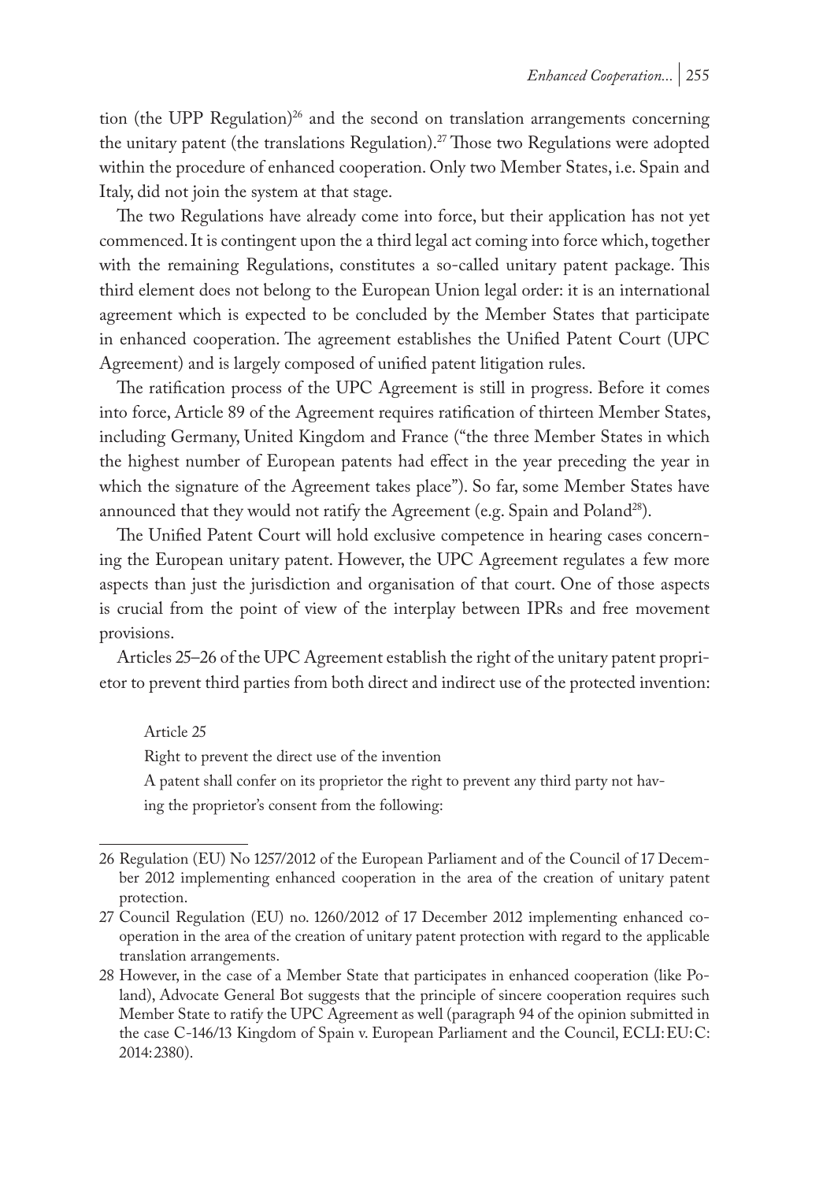tion (the UPP Regulation)[26] and the second on translation arrangements concerning the unitary patent (the translations Regulation).[27] Those two Regulations were adopted within the procedure of enhanced cooperation. Only two Member States, i.e. Spain and Italy, did not join the system at that stage.

The two Regulations have already come into force, but their application has not yet commenced. It is contingent upon the a third legal act coming into force which, together with the remaining Regulations, constitutes a so-called unitary patent package. This third element does not belong to the European Union legal order: it is an international agreement which is expected to be concluded by the Member States that participate in enhanced cooperation. The agreement establishes the Unified Patent Court (UPC Agreement) and is largely composed of unified patent litigation rules.

The ratification process of the UPC Agreement is still in progress. Before it comes into force, Article 89 of the Agreement requires ratification of thirteen Member States, including Germany, United Kingdom and France ("the three Member States in which the highest number of European patents had effect in the year preceding the year in which the signature of the Agreement takes place"). So far, some Member States have announced that they would not ratify the Agreement (e.g. Spain and Poland[28]).

The Unified Patent Court will hold exclusive competence in hearing cases concerning the European unitary patent. However, the UPC Agreement regulates a few more aspects than just the jurisdiction and organisation of that court. One of those aspects is crucial from the point of view of the interplay between IPRs and free movement provisions.

Articles 25–26 of the UPC Agreement establish the right of the unitary patent proprietor to prevent third parties from both direct and indirect use of the protected invention:

> Article 25
>
> Right to prevent the direct use of the invention
>
> A patent shall confer on its proprietor the right to prevent any third party not having the proprietor's consent from the following:

---

26 Regulation (EU) No 1257/2012 of the European Parliament and of the Council of 17 December 2012 implementing enhanced cooperation in the area of the creation of unitary patent protection.

27 Council Regulation (EU) no. 1260/2012 of 17 December 2012 implementing enhanced cooperation in the area of the creation of unitary patent protection with regard to the applicable translation arrangements.

28 However, in the case of a Member State that participates in enhanced cooperation (like Poland), Advocate General Bot suggests that the principle of sincere cooperation requires such Member State to ratify the UPC Agreement as well (paragraph 94 of the opinion submitted in the case C-146/13 Kingdom of Spain v. European Parliament and the Council, ECLI:EU:C:2014:2380).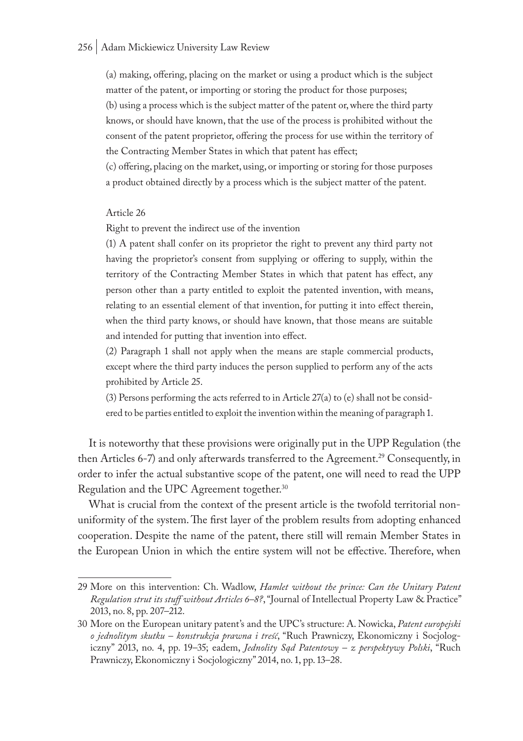(a) making, offering, placing on the market or using a product which is the subject matter of the patent, or importing or storing the product for those purposes;

(b) using a process which is the subject matter of the patent or, where the third party knows, or should have known, that the use of the process is prohibited without the consent of the patent proprietor, offering the process for use within the territory of the Contracting Member States in which that patent has effect;

(c) offering, placing on the market, using, or importing or storing for those purposes a product obtained directly by a process which is the subject matter of the patent.

Article 26

Right to prevent the indirect use of the invention

(1) A patent shall confer on its proprietor the right to prevent any third party not having the proprietor's consent from supplying or offering to supply, within the territory of the Contracting Member States in which that patent has effect, any person other than a party entitled to exploit the patented invention, with means, relating to an essential element of that invention, for putting it into effect therein, when the third party knows, or should have known, that those means are suitable and intended for putting that invention into effect.

(2) Paragraph 1 shall not apply when the means are staple commercial products, except where the third party induces the person supplied to perform any of the acts prohibited by Article 25.

(3) Persons performing the acts referred to in Article 27(a) to (e) shall not be considered to be parties entitled to exploit the invention within the meaning of paragraph 1.

It is noteworthy that these provisions were originally put in the UPP Regulation (the then Articles 6-7) and only afterwards transferred to the Agreement.[29] Consequently, in order to infer the actual substantive scope of the patent, one will need to read the UPP Regulation and the UPC Agreement together.[30]

What is crucial from the context of the present article is the twofold territorial non-uniformity of the system. The first layer of the problem results from adopting enhanced cooperation. Despite the name of the patent, there still will remain Member States in the European Union in which the entire system will not be effective. Therefore, when

---

29 More on this intervention: Ch. Wadlow, *Hamlet without the prince: Can the Unitary Patent Regulation strut its stuff without Articles 6–8?*, "Journal of Intellectual Property Law & Practice" 2013, no. 8, pp. 207–212.

30 More on the European unitary patent's and the UPC's structure: A. Nowicka, *Patent europejski o jednolitym skutku – konstrukcja prawna i treść*, "Ruch Prawniczy, Ekonomiczny i Socjologiczny" 2013, no. 4, pp. 19–35; eadem, *Jednolity Sąd Patentowy – z perspektywy Polski*, "Ruch Prawniczy, Ekonomiczny i Socjologiczny" 2014, no. 1, pp. 13–28.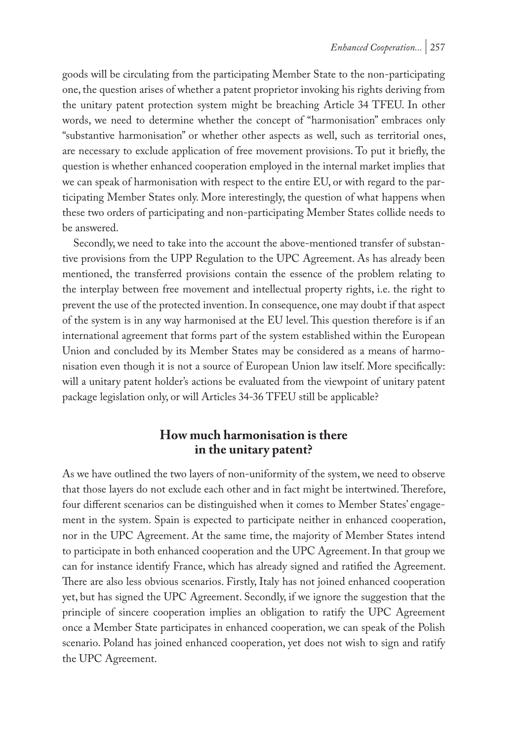goods will be circulating from the participating Member State to the non-participating one, the question arises of whether a patent proprietor invoking his rights deriving from the unitary patent protection system might be breaching Article 34 TFEU. In other words, we need to determine whether the concept of "harmonisation" embraces only "substantive harmonisation" or whether other aspects as well, such as territorial ones, are necessary to exclude application of free movement provisions. To put it briefly, the question is whether enhanced cooperation employed in the internal market implies that we can speak of harmonisation with respect to the entire EU, or with regard to the participating Member States only. More interestingly, the question of what happens when these two orders of participating and non-participating Member States collide needs to be answered.

Secondly, we need to take into the account the above-mentioned transfer of substantive provisions from the UPP Regulation to the UPC Agreement. As has already been mentioned, the transferred provisions contain the essence of the problem relating to the interplay between free movement and intellectual property rights, i.e. the right to prevent the use of the protected invention. In consequence, one may doubt if that aspect of the system is in any way harmonised at the EU level. This question therefore is if an international agreement that forms part of the system established within the European Union and concluded by its Member States may be considered as a means of harmonisation even though it is not a source of European Union law itself. More specifically: will a unitary patent holder's actions be evaluated from the viewpoint of unitary patent package legislation only, or will Articles 34-36 TFEU still be applicable?

## How much harmonisation is there in the unitary patent?

As we have outlined the two layers of non-uniformity of the system, we need to observe that those layers do not exclude each other and in fact might be intertwined. Therefore, four different scenarios can be distinguished when it comes to Member States' engagement in the system. Spain is expected to participate neither in enhanced cooperation, nor in the UPC Agreement. At the same time, the majority of Member States intend to participate in both enhanced cooperation and the UPC Agreement. In that group we can for instance identify France, which has already signed and ratified the Agreement. There are also less obvious scenarios. Firstly, Italy has not joined enhanced cooperation yet, but has signed the UPC Agreement. Secondly, if we ignore the suggestion that the principle of sincere cooperation implies an obligation to ratify the UPC Agreement once a Member State participates in enhanced cooperation, we can speak of the Polish scenario. Poland has joined enhanced cooperation, yet does not wish to sign and ratify the UPC Agreement.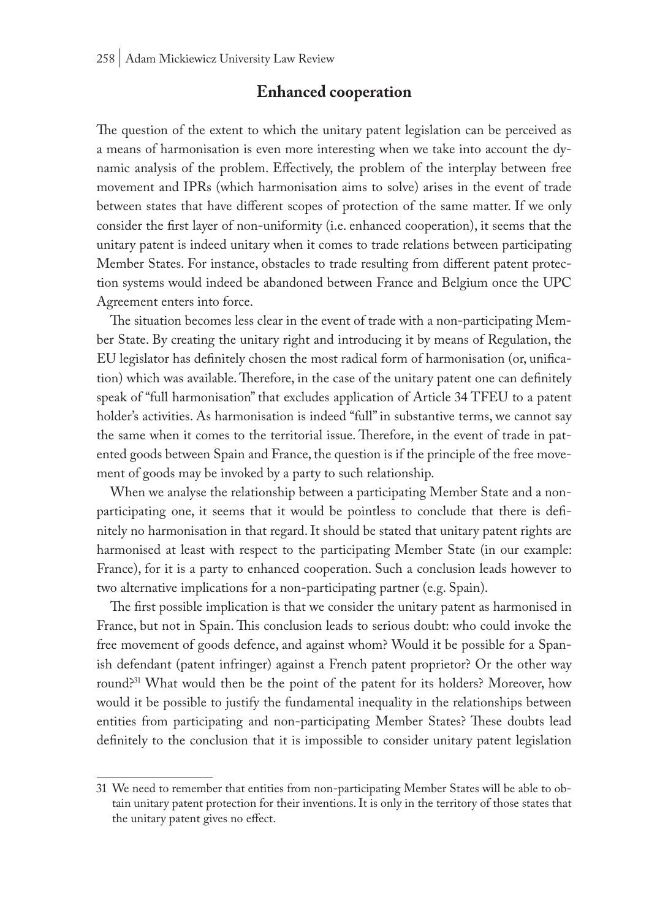## Enhanced cooperation

The question of the extent to which the unitary patent legislation can be perceived as a means of harmonisation is even more interesting when we take into account the dynamic analysis of the problem. Effectively, the problem of the interplay between free movement and IPRs (which harmonisation aims to solve) arises in the event of trade between states that have different scopes of protection of the same matter. If we only consider the first layer of non-uniformity (i.e. enhanced cooperation), it seems that the unitary patent is indeed unitary when it comes to trade relations between participating Member States. For instance, obstacles to trade resulting from different patent protection systems would indeed be abandoned between France and Belgium once the UPC Agreement enters into force.

The situation becomes less clear in the event of trade with a non-participating Member State. By creating the unitary right and introducing it by means of Regulation, the EU legislator has definitely chosen the most radical form of harmonisation (or, unification) which was available. Therefore, in the case of the unitary patent one can definitely speak of "full harmonisation" that excludes application of Article 34 TFEU to a patent holder's activities. As harmonisation is indeed "full" in substantive terms, we cannot say the same when it comes to the territorial issue. Therefore, in the event of trade in patented goods between Spain and France, the question is if the principle of the free movement of goods may be invoked by a party to such relationship.

When we analyse the relationship between a participating Member State and a non-participating one, it seems that it would be pointless to conclude that there is definitely no harmonisation in that regard. It should be stated that unitary patent rights are harmonised at least with respect to the participating Member State (in our example: France), for it is a party to enhanced cooperation. Such a conclusion leads however to two alternative implications for a non-participating partner (e.g. Spain).

The first possible implication is that we consider the unitary patent as harmonised in France, but not in Spain. This conclusion leads to serious doubt: who could invoke the free movement of goods defence, and against whom? Would it be possible for a Spanish defendant (patent infringer) against a French patent proprietor? Or the other way round?[31] What would then be the point of the patent for its holders? Moreover, how would it be possible to justify the fundamental inequality in the relationships between entities from participating and non-participating Member States? These doubts lead definitely to the conclusion that it is impossible to consider unitary patent legislation

---

31 We need to remember that entities from non-participating Member States will be able to obtain unitary patent protection for their inventions. It is only in the territory of those states that the unitary patent gives no effect.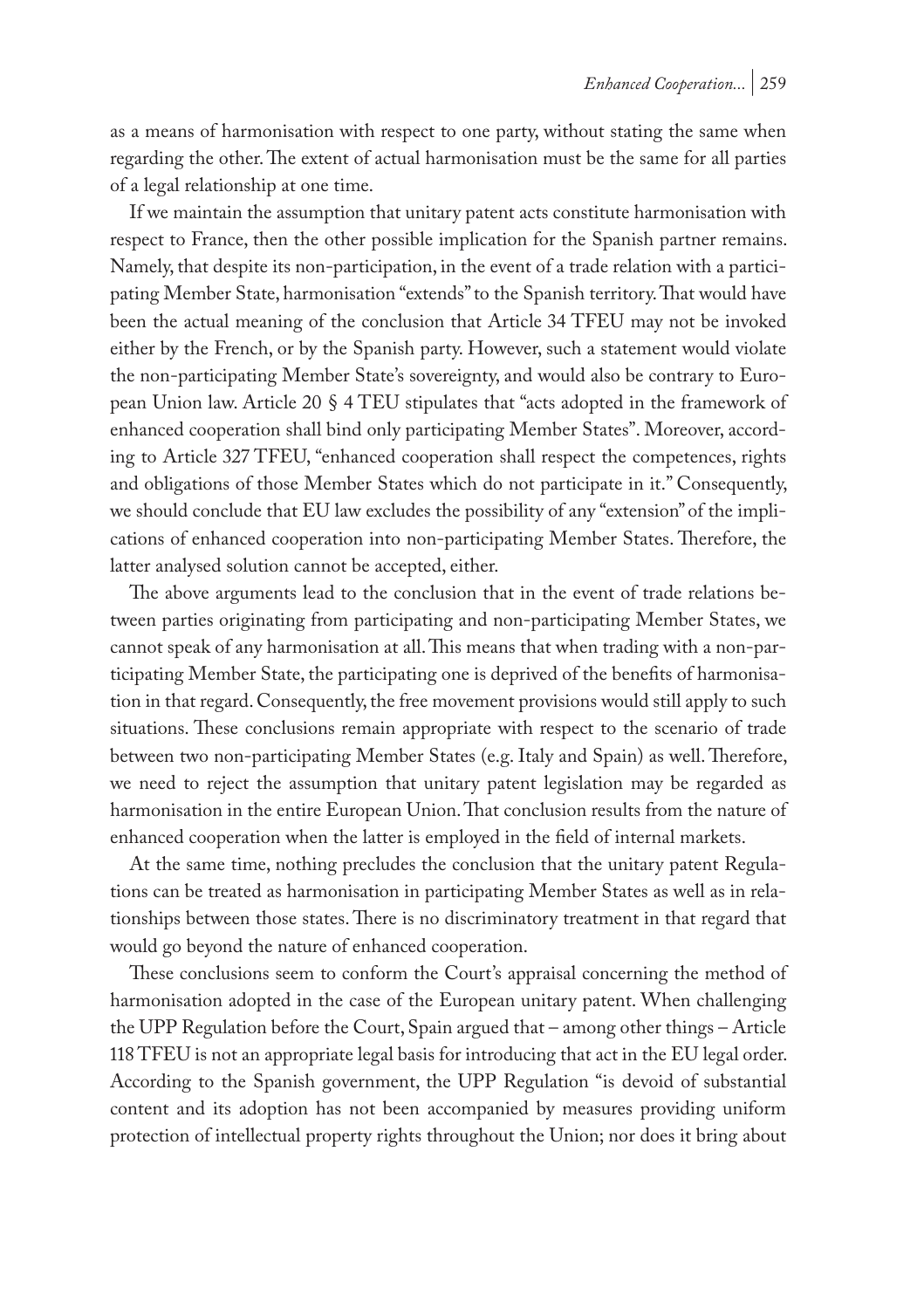as a means of harmonisation with respect to one party, without stating the same when regarding the other. The extent of actual harmonisation must be the same for all parties of a legal relationship at one time.

If we maintain the assumption that unitary patent acts constitute harmonisation with respect to France, then the other possible implication for the Spanish partner remains. Namely, that despite its non-participation, in the event of a trade relation with a participating Member State, harmonisation "extends" to the Spanish territory. That would have been the actual meaning of the conclusion that Article 34 TFEU may not be invoked either by the French, or by the Spanish party. However, such a statement would violate the non-participating Member State's sovereignty, and would also be contrary to European Union law. Article 20 § 4 TEU stipulates that "acts adopted in the framework of enhanced cooperation shall bind only participating Member States". Moreover, according to Article 327 TFEU, "enhanced cooperation shall respect the competences, rights and obligations of those Member States which do not participate in it." Consequently, we should conclude that EU law excludes the possibility of any "extension" of the implications of enhanced cooperation into non-participating Member States. Therefore, the latter analysed solution cannot be accepted, either.

The above arguments lead to the conclusion that in the event of trade relations between parties originating from participating and non-participating Member States, we cannot speak of any harmonisation at all. This means that when trading with a non-participating Member State, the participating one is deprived of the benefits of harmonisation in that regard. Consequently, the free movement provisions would still apply to such situations. These conclusions remain appropriate with respect to the scenario of trade between two non-participating Member States (e.g. Italy and Spain) as well. Therefore, we need to reject the assumption that unitary patent legislation may be regarded as harmonisation in the entire European Union. That conclusion results from the nature of enhanced cooperation when the latter is employed in the field of internal markets.

At the same time, nothing precludes the conclusion that the unitary patent Regulations can be treated as harmonisation in participating Member States as well as in relationships between those states. There is no discriminatory treatment in that regard that would go beyond the nature of enhanced cooperation.

These conclusions seem to conform the Court's appraisal concerning the method of harmonisation adopted in the case of the European unitary patent. When challenging the UPP Regulation before the Court, Spain argued that – among other things – Article 118 TFEU is not an appropriate legal basis for introducing that act in the EU legal order. According to the Spanish government, the UPP Regulation "is devoid of substantial content and its adoption has not been accompanied by measures providing uniform protection of intellectual property rights throughout the Union; nor does it bring about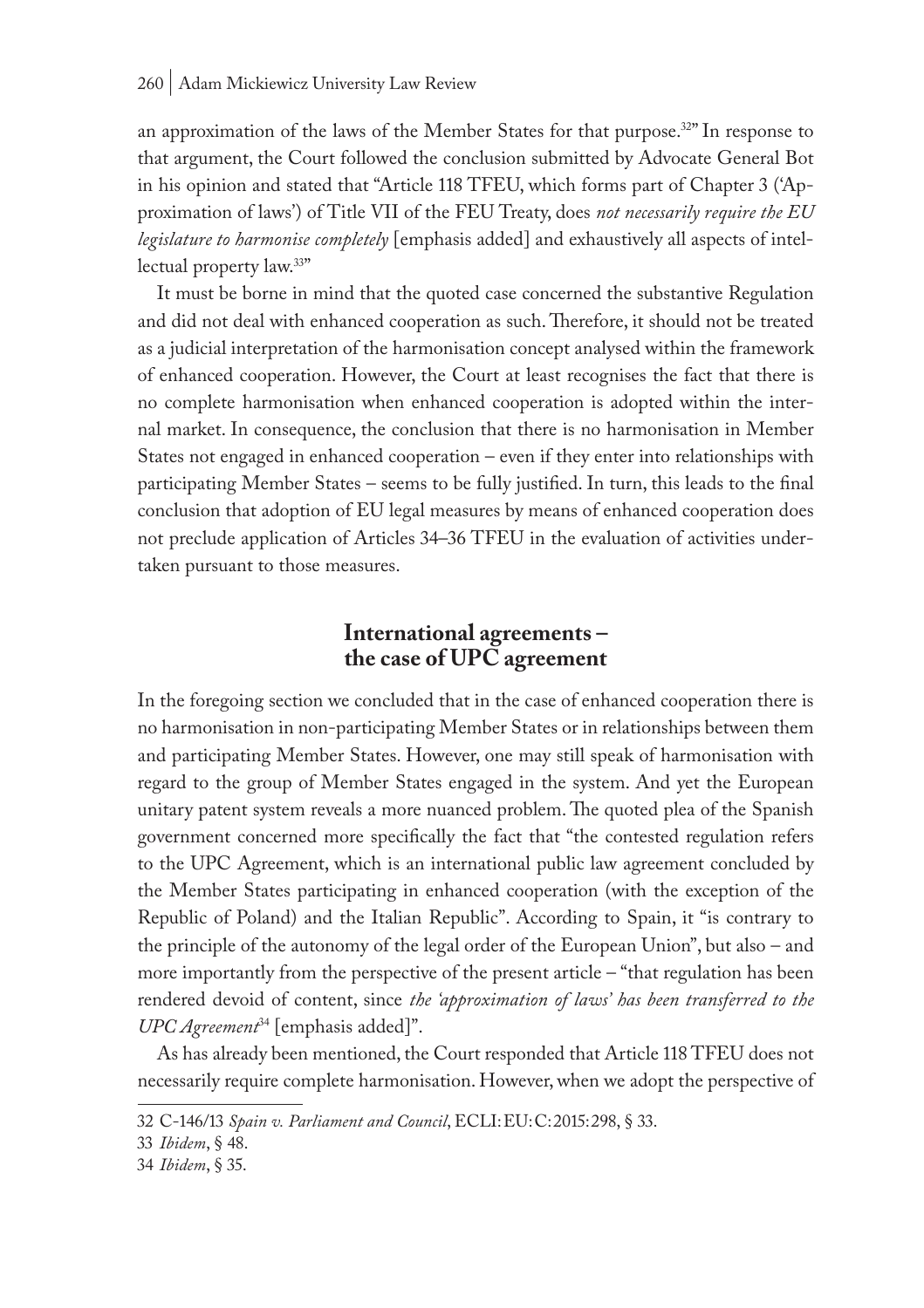an approximation of the laws of the Member States for that purpose.[32]" In response to that argument, the Court followed the conclusion submitted by Advocate General Bot in his opinion and stated that "Article 118 TFEU, which forms part of Chapter 3 ('Approximation of laws') of Title VII of the FEU Treaty, does *not necessarily require the EU legislature to harmonise completely* [emphasis added] and exhaustively all aspects of intellectual property law.[33]"

It must be borne in mind that the quoted case concerned the substantive Regulation and did not deal with enhanced cooperation as such. Therefore, it should not be treated as a judicial interpretation of the harmonisation concept analysed within the framework of enhanced cooperation. However, the Court at least recognises the fact that there is no complete harmonisation when enhanced cooperation is adopted within the internal market. In consequence, the conclusion that there is no harmonisation in Member States not engaged in enhanced cooperation – even if they enter into relationships with participating Member States – seems to be fully justified. In turn, this leads to the final conclusion that adoption of EU legal measures by means of enhanced cooperation does not preclude application of Articles 34–36 TFEU in the evaluation of activities undertaken pursuant to those measures.

## International agreements – the case of UPC agreement

In the foregoing section we concluded that in the case of enhanced cooperation there is no harmonisation in non-participating Member States or in relationships between them and participating Member States. However, one may still speak of harmonisation with regard to the group of Member States engaged in the system. And yet the European unitary patent system reveals a more nuanced problem. The quoted plea of the Spanish government concerned more specifically the fact that "the contested regulation refers to the UPC Agreement, which is an international public law agreement concluded by the Member States participating in enhanced cooperation (with the exception of the Republic of Poland) and the Italian Republic". According to Spain, it "is contrary to the principle of the autonomy of the legal order of the European Union", but also – and more importantly from the perspective of the present article – "that regulation has been rendered devoid of content, since *the 'approximation of laws' has been transferred to the UPC Agreement*[34] [emphasis added]".

As has already been mentioned, the Court responded that Article 118 TFEU does not necessarily require complete harmonisation. However, when we adopt the perspective of

32 C-146/13 *Spain v. Parliament and Council*, ECLI:EU:C:2015:298, § 33.

33 *Ibidem*, § 48.

34 *Ibidem*, § 35.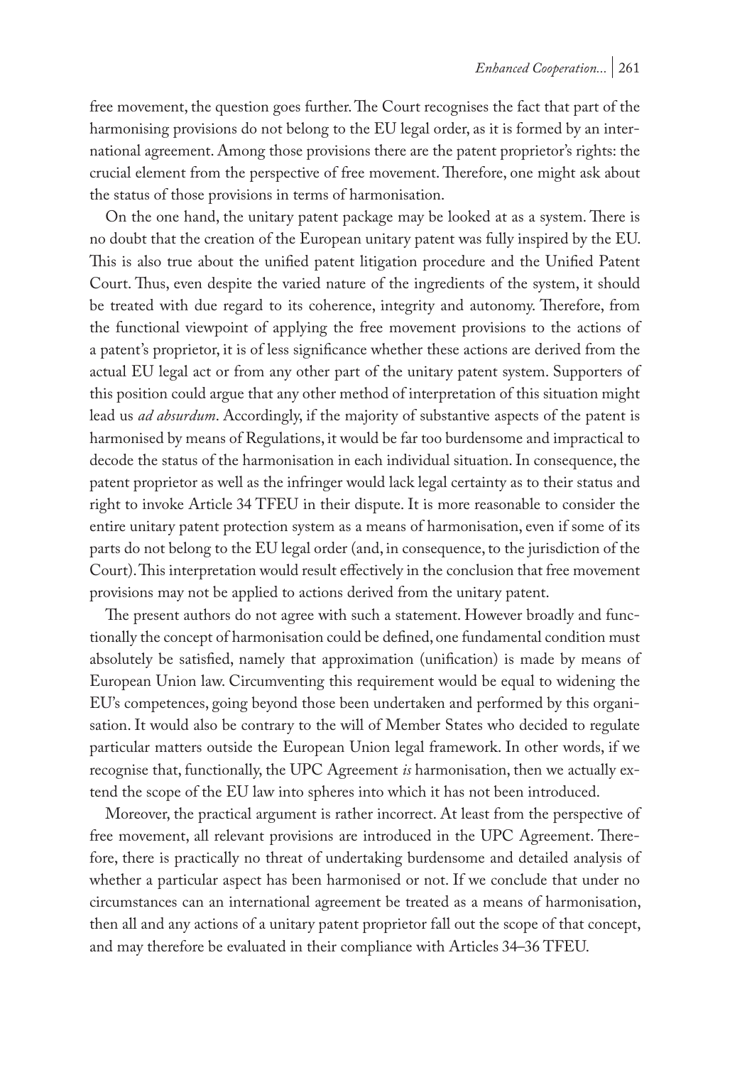free movement, the question goes further. The Court recognises the fact that part of the harmonising provisions do not belong to the EU legal order, as it is formed by an international agreement. Among those provisions there are the patent proprietor's rights: the crucial element from the perspective of free movement. Therefore, one might ask about the status of those provisions in terms of harmonisation.

On the one hand, the unitary patent package may be looked at as a system. There is no doubt that the creation of the European unitary patent was fully inspired by the EU. This is also true about the unified patent litigation procedure and the Unified Patent Court. Thus, even despite the varied nature of the ingredients of the system, it should be treated with due regard to its coherence, integrity and autonomy. Therefore, from the functional viewpoint of applying the free movement provisions to the actions of a patent's proprietor, it is of less significance whether these actions are derived from the actual EU legal act or from any other part of the unitary patent system. Supporters of this position could argue that any other method of interpretation of this situation might lead us *ad absurdum*. Accordingly, if the majority of substantive aspects of the patent is harmonised by means of Regulations, it would be far too burdensome and impractical to decode the status of the harmonisation in each individual situation. In consequence, the patent proprietor as well as the infringer would lack legal certainty as to their status and right to invoke Article 34 TFEU in their dispute. It is more reasonable to consider the entire unitary patent protection system as a means of harmonisation, even if some of its parts do not belong to the EU legal order (and, in consequence, to the jurisdiction of the Court). This interpretation would result effectively in the conclusion that free movement provisions may not be applied to actions derived from the unitary patent.

The present authors do not agree with such a statement. However broadly and functionally the concept of harmonisation could be defined, one fundamental condition must absolutely be satisfied, namely that approximation (unification) is made by means of European Union law. Circumventing this requirement would be equal to widening the EU's competences, going beyond those been undertaken and performed by this organisation. It would also be contrary to the will of Member States who decided to regulate particular matters outside the European Union legal framework. In other words, if we recognise that, functionally, the UPC Agreement *is* harmonisation, then we actually extend the scope of the EU law into spheres into which it has not been introduced.

Moreover, the practical argument is rather incorrect. At least from the perspective of free movement, all relevant provisions are introduced in the UPC Agreement. Therefore, there is practically no threat of undertaking burdensome and detailed analysis of whether a particular aspect has been harmonised or not. If we conclude that under no circumstances can an international agreement be treated as a means of harmonisation, then all and any actions of a unitary patent proprietor fall out the scope of that concept, and may therefore be evaluated in their compliance with Articles 34–36 TFEU.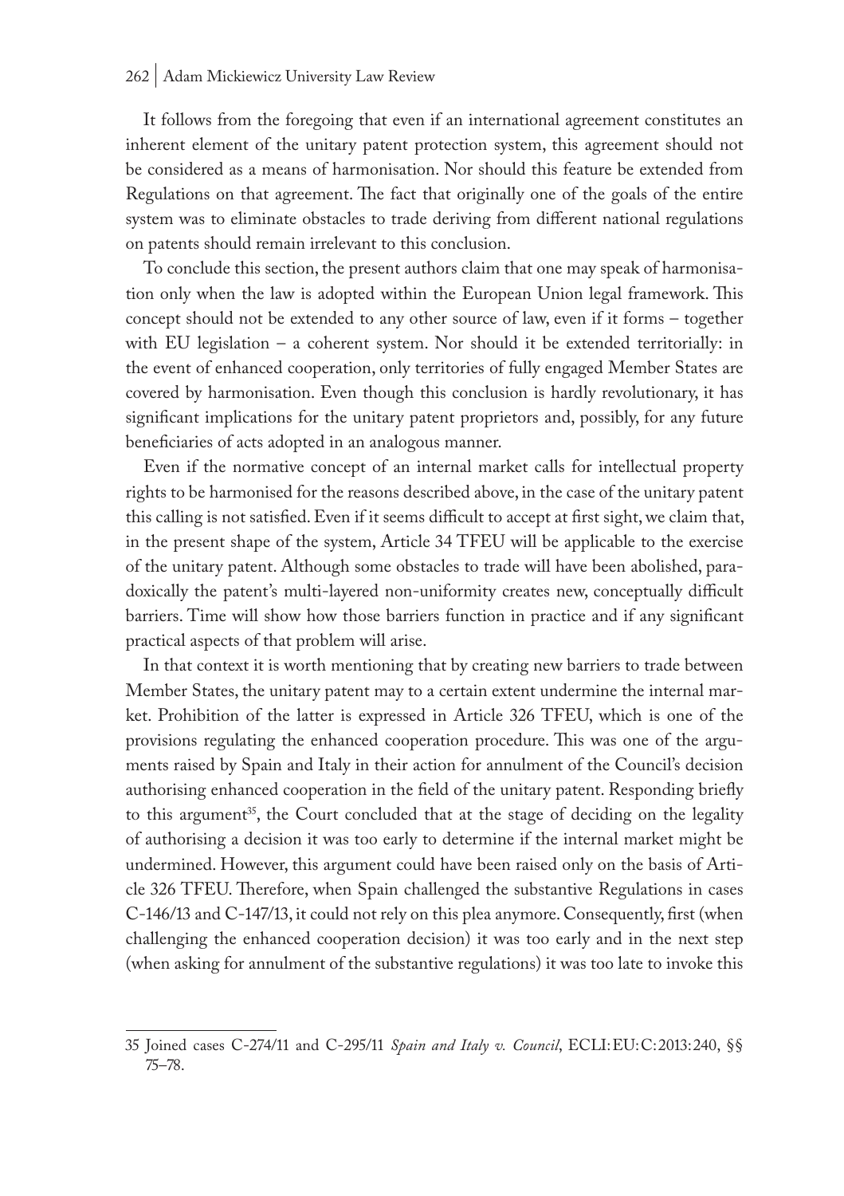It follows from the foregoing that even if an international agreement constitutes an inherent element of the unitary patent protection system, this agreement should not be considered as a means of harmonisation. Nor should this feature be extended from Regulations on that agreement. The fact that originally one of the goals of the entire system was to eliminate obstacles to trade deriving from different national regulations on patents should remain irrelevant to this conclusion.

To conclude this section, the present authors claim that one may speak of harmonisation only when the law is adopted within the European Union legal framework. This concept should not be extended to any other source of law, even if it forms – together with EU legislation – a coherent system. Nor should it be extended territorially: in the event of enhanced cooperation, only territories of fully engaged Member States are covered by harmonisation. Even though this conclusion is hardly revolutionary, it has significant implications for the unitary patent proprietors and, possibly, for any future beneficiaries of acts adopted in an analogous manner.

Even if the normative concept of an internal market calls for intellectual property rights to be harmonised for the reasons described above, in the case of the unitary patent this calling is not satisfied. Even if it seems difficult to accept at first sight, we claim that, in the present shape of the system, Article 34 TFEU will be applicable to the exercise of the unitary patent. Although some obstacles to trade will have been abolished, paradoxically the patent's multi-layered non-uniformity creates new, conceptually difficult barriers. Time will show how those barriers function in practice and if any significant practical aspects of that problem will arise.

In that context it is worth mentioning that by creating new barriers to trade between Member States, the unitary patent may to a certain extent undermine the internal market. Prohibition of the latter is expressed in Article 326 TFEU, which is one of the provisions regulating the enhanced cooperation procedure. This was one of the arguments raised by Spain and Italy in their action for annulment of the Council's decision authorising enhanced cooperation in the field of the unitary patent. Responding briefly to this argument[35], the Court concluded that at the stage of deciding on the legality of authorising a decision it was too early to determine if the internal market might be undermined. However, this argument could have been raised only on the basis of Article 326 TFEU. Therefore, when Spain challenged the substantive Regulations in cases C-146/13 and C-147/13, it could not rely on this plea anymore. Consequently, first (when challenging the enhanced cooperation decision) it was too early and in the next step (when asking for annulment of the substantive regulations) it was too late to invoke this

---

35 Joined cases C-274/11 and C-295/11 *Spain and Italy v. Council*, ECLI:EU:C:2013:240, §§ 75–78.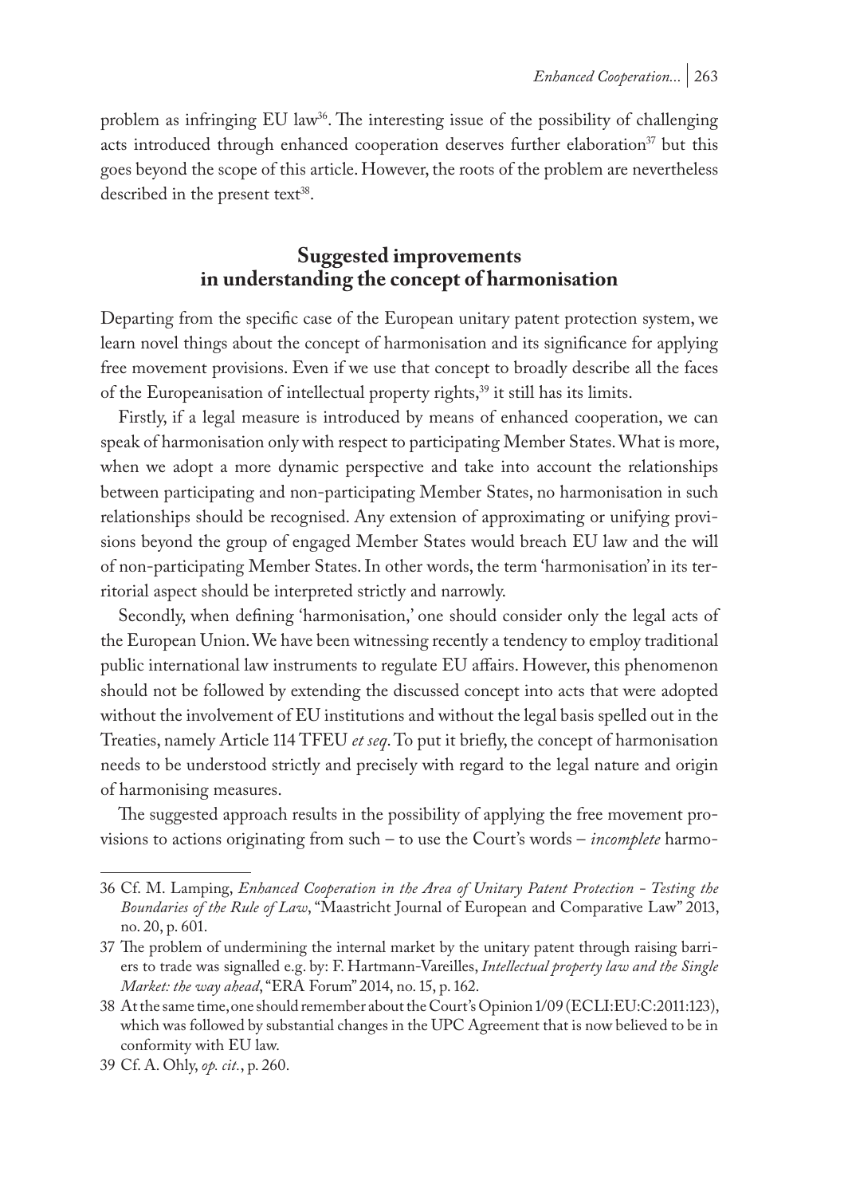problem as infringing EU law[36]. The interesting issue of the possibility of challenging acts introduced through enhanced cooperation deserves further elaboration[37] but this goes beyond the scope of this article. However, the roots of the problem are nevertheless described in the present text[38].

## Suggested improvements in understanding the concept of harmonisation

Departing from the specific case of the European unitary patent protection system, we learn novel things about the concept of harmonisation and its significance for applying free movement provisions. Even if we use that concept to broadly describe all the faces of the Europeanisation of intellectual property rights,[39] it still has its limits.

Firstly, if a legal measure is introduced by means of enhanced cooperation, we can speak of harmonisation only with respect to participating Member States. What is more, when we adopt a more dynamic perspective and take into account the relationships between participating and non-participating Member States, no harmonisation in such relationships should be recognised. Any extension of approximating or unifying provisions beyond the group of engaged Member States would breach EU law and the will of non-participating Member States. In other words, the term 'harmonisation' in its territorial aspect should be interpreted strictly and narrowly.

Secondly, when defining 'harmonisation,' one should consider only the legal acts of the European Union. We have been witnessing recently a tendency to employ traditional public international law instruments to regulate EU affairs. However, this phenomenon should not be followed by extending the discussed concept into acts that were adopted without the involvement of EU institutions and without the legal basis spelled out in the Treaties, namely Article 114 TFEU *et seq*. To put it briefly, the concept of harmonisation needs to be understood strictly and precisely with regard to the legal nature and origin of harmonising measures.

The suggested approach results in the possibility of applying the free movement provisions to actions originating from such – to use the Court's words – *incomplete* harmo-

---

36 Cf. M. Lamping, *Enhanced Cooperation in the Area of Unitary Patent Protection - Testing the Boundaries of the Rule of Law*, "Maastricht Journal of European and Comparative Law" 2013, no. 20, p. 601.

37 The problem of undermining the internal market by the unitary patent through raising barriers to trade was signalled e.g. by: F. Hartmann-Vareilles, *Intellectual property law and the Single Market: the way ahead*, "ERA Forum" 2014, no. 15, p. 162.

38 At the same time, one should remember about the Court's Opinion 1/09 (ECLI:EU:C:2011:123), which was followed by substantial changes in the UPC Agreement that is now believed to be in conformity with EU law.

39 Cf. A. Ohly, *op. cit.*, p. 260.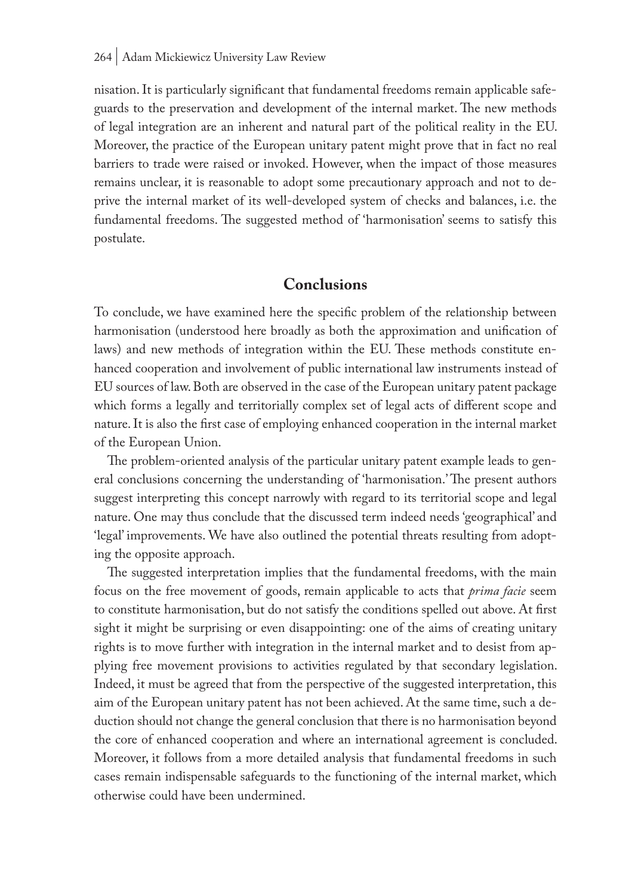nisation. It is particularly significant that fundamental freedoms remain applicable safeguards to the preservation and development of the internal market. The new methods of legal integration are an inherent and natural part of the political reality in the EU. Moreover, the practice of the European unitary patent might prove that in fact no real barriers to trade were raised or invoked. However, when the impact of those measures remains unclear, it is reasonable to adopt some precautionary approach and not to deprive the internal market of its well-developed system of checks and balances, i.e. the fundamental freedoms. The suggested method of 'harmonisation' seems to satisfy this postulate.

## Conclusions

To conclude, we have examined here the specific problem of the relationship between harmonisation (understood here broadly as both the approximation and unification of laws) and new methods of integration within the EU. These methods constitute enhanced cooperation and involvement of public international law instruments instead of EU sources of law. Both are observed in the case of the European unitary patent package which forms a legally and territorially complex set of legal acts of different scope and nature. It is also the first case of employing enhanced cooperation in the internal market of the European Union.

The problem-oriented analysis of the particular unitary patent example leads to general conclusions concerning the understanding of 'harmonisation.' The present authors suggest interpreting this concept narrowly with regard to its territorial scope and legal nature. One may thus conclude that the discussed term indeed needs 'geographical' and 'legal' improvements. We have also outlined the potential threats resulting from adopting the opposite approach.

The suggested interpretation implies that the fundamental freedoms, with the main focus on the free movement of goods, remain applicable to acts that *prima facie* seem to constitute harmonisation, but do not satisfy the conditions spelled out above. At first sight it might be surprising or even disappointing: one of the aims of creating unitary rights is to move further with integration in the internal market and to desist from applying free movement provisions to activities regulated by that secondary legislation. Indeed, it must be agreed that from the perspective of the suggested interpretation, this aim of the European unitary patent has not been achieved. At the same time, such a deduction should not change the general conclusion that there is no harmonisation beyond the core of enhanced cooperation and where an international agreement is concluded. Moreover, it follows from a more detailed analysis that fundamental freedoms in such cases remain indispensable safeguards to the functioning of the internal market, which otherwise could have been undermined.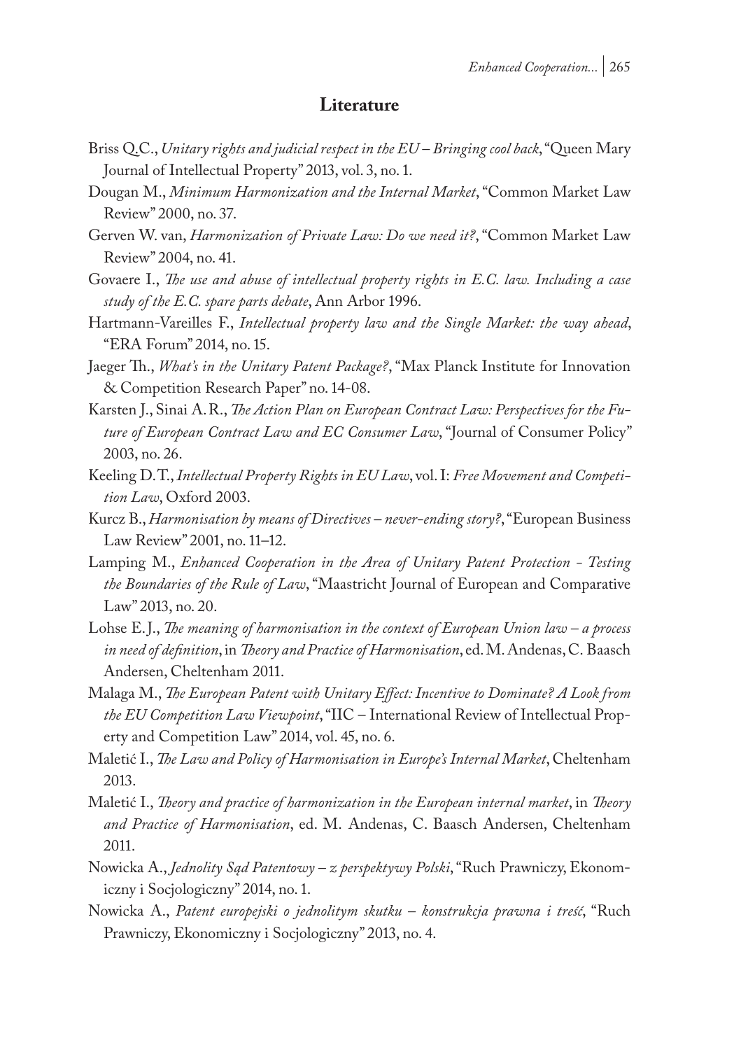## Literature

Briss Q.C., *Unitary rights and judicial respect in the EU – Bringing cool back*, "Queen Mary Journal of Intellectual Property" 2013, vol. 3, no. 1.

Dougan M., *Minimum Harmonization and the Internal Market*, "Common Market Law Review" 2000, no. 37.

Gerven W. van, *Harmonization of Private Law: Do we need it?*, "Common Market Law Review" 2004, no. 41.

Govaere I., *The use and abuse of intellectual property rights in E.C. law. Including a case study of the E.C. spare parts debate*, Ann Arbor 1996.

Hartmann-Vareilles F., *Intellectual property law and the Single Market: the way ahead*, "ERA Forum" 2014, no. 15.

Jaeger Th., *What's in the Unitary Patent Package?*, "Max Planck Institute for Innovation & Competition Research Paper" no. 14-08.

Karsten J., Sinai A.R., *The Action Plan on European Contract Law: Perspectives for the Future of European Contract Law and EC Consumer Law*, "Journal of Consumer Policy" 2003, no. 26.

Keeling D.T., *Intellectual Property Rights in EU Law*, vol. I: *Free Movement and Competition Law*, Oxford 2003.

Kurcz B., *Harmonisation by means of Directives – never-ending story?*, "European Business Law Review" 2001, no. 11–12.

Lamping M., *Enhanced Cooperation in the Area of Unitary Patent Protection - Testing the Boundaries of the Rule of Law*, "Maastricht Journal of European and Comparative Law" 2013, no. 20.

Lohse E.J., *The meaning of harmonisation in the context of European Union law – a process in need of definition*, in *Theory and Practice of Harmonisation*, ed. M. Andenas, C. Baasch Andersen, Cheltenham 2011.

Malaga M., *The European Patent with Unitary Effect: Incentive to Dominate? A Look from the EU Competition Law Viewpoint*, "IIC – International Review of Intellectual Property and Competition Law" 2014, vol. 45, no. 6.

Maletić I., *The Law and Policy of Harmonisation in Europe's Internal Market*, Cheltenham 2013.

Maletić I., *Theory and practice of harmonization in the European internal market*, in *Theory and Practice of Harmonisation*, ed. M. Andenas, C. Baasch Andersen, Cheltenham 2011.

Nowicka A., *Jednolity Sąd Patentowy – z perspektywy Polski*, "Ruch Prawniczy, Ekonomiczny i Socjologiczny" 2014, no. 1.

Nowicka A., *Patent europejski o jednolitym skutku – konstrukcja prawna i treść*, "Ruch Prawniczy, Ekonomiczny i Socjologiczny" 2013, no. 4.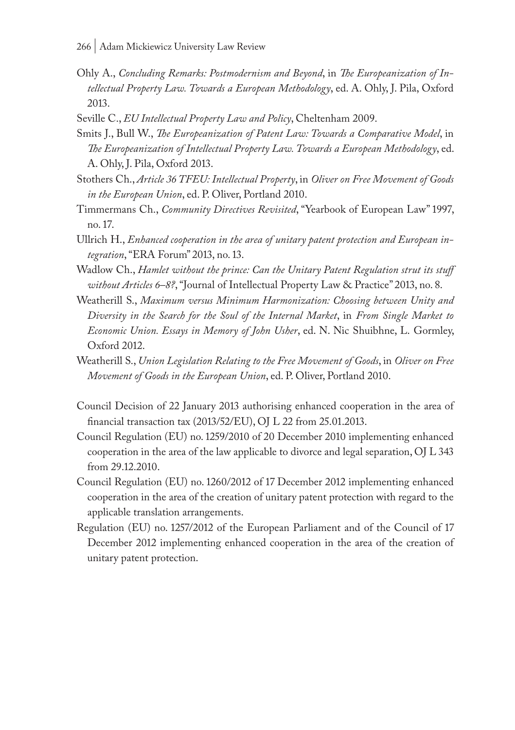Ohly A., *Concluding Remarks: Postmodernism and Beyond*, in *The Europeanization of Intellectual Property Law. Towards a European Methodology*, ed. A. Ohly, J. Pila, Oxford 2013.

Seville C., *EU Intellectual Property Law and Policy*, Cheltenham 2009.

Smits J., Bull W., *The Europeanization of Patent Law: Towards a Comparative Model*, in *The Europeanization of Intellectual Property Law. Towards a European Methodology*, ed. A. Ohly, J. Pila, Oxford 2013.

Stothers Ch., *Article 36 TFEU: Intellectual Property*, in *Oliver on Free Movement of Goods in the European Union*, ed. P. Oliver, Portland 2010.

Timmermans Ch., *Community Directives Revisited*, "Yearbook of European Law" 1997, no. 17.

Ullrich H., *Enhanced cooperation in the area of unitary patent protection and European integration*, "ERA Forum" 2013, no. 13.

Wadlow Ch., *Hamlet without the prince: Can the Unitary Patent Regulation strut its stuff without Articles 6–8?*, "Journal of Intellectual Property Law & Practice" 2013, no. 8.

Weatherill S., *Maximum versus Minimum Harmonization: Choosing between Unity and Diversity in the Search for the Soul of the Internal Market*, in *From Single Market to Economic Union. Essays in Memory of John Usher*, ed. N. Nic Shuibhne, L. Gormley, Oxford 2012.

Weatherill S., *Union Legislation Relating to the Free Movement of Goods*, in *Oliver on Free Movement of Goods in the European Union*, ed. P. Oliver, Portland 2010.

Council Decision of 22 January 2013 authorising enhanced cooperation in the area of financial transaction tax (2013/52/EU), OJ L 22 from 25.01.2013.

Council Regulation (EU) no. 1259/2010 of 20 December 2010 implementing enhanced cooperation in the area of the law applicable to divorce and legal separation, OJ L 343 from 29.12.2010.

Council Regulation (EU) no. 1260/2012 of 17 December 2012 implementing enhanced cooperation in the area of the creation of unitary patent protection with regard to the applicable translation arrangements.

Regulation (EU) no. 1257/2012 of the European Parliament and of the Council of 17 December 2012 implementing enhanced cooperation in the area of the creation of unitary patent protection.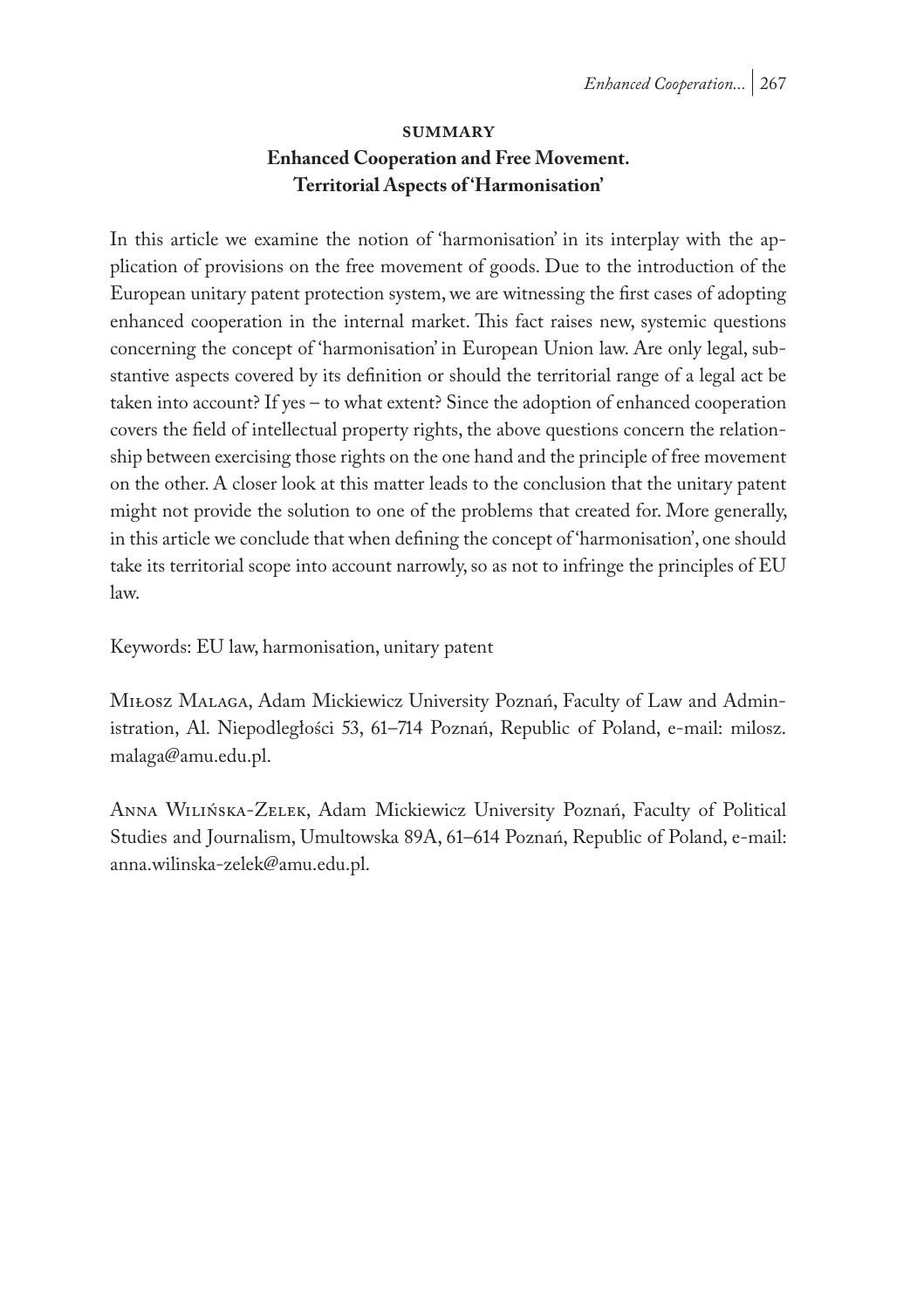## SUMMARY

### Enhanced Cooperation and Free Movement. Territorial Aspects of 'Harmonisation'

In this article we examine the notion of 'harmonisation' in its interplay with the application of provisions on the free movement of goods. Due to the introduction of the European unitary patent protection system, we are witnessing the first cases of adopting enhanced cooperation in the internal market. This fact raises new, systemic questions concerning the concept of 'harmonisation' in European Union law. Are only legal, substantive aspects covered by its definition or should the territorial range of a legal act be taken into account? If yes – to what extent? Since the adoption of enhanced cooperation covers the field of intellectual property rights, the above questions concern the relationship between exercising those rights on the one hand and the principle of free movement on the other. A closer look at this matter leads to the conclusion that the unitary patent might not provide the solution to one of the problems that created for. More generally, in this article we conclude that when defining the concept of 'harmonisation', one should take its territorial scope into account narrowly, so as not to infringe the principles of EU law.

Keywords: EU law, harmonisation, unitary patent

Miłosz Malaga, Adam Mickiewicz University Poznań, Faculty of Law and Administration, Al. Niepodległości 53, 61–714 Poznań, Republic of Poland, e-mail: milosz.malaga@amu.edu.pl.

Anna Wilińska-Zelek, Adam Mickiewicz University Poznań, Faculty of Political Studies and Journalism, Umultowska 89A, 61–614 Poznań, Republic of Poland, e-mail: anna.wilinska-zelek@amu.edu.pl.